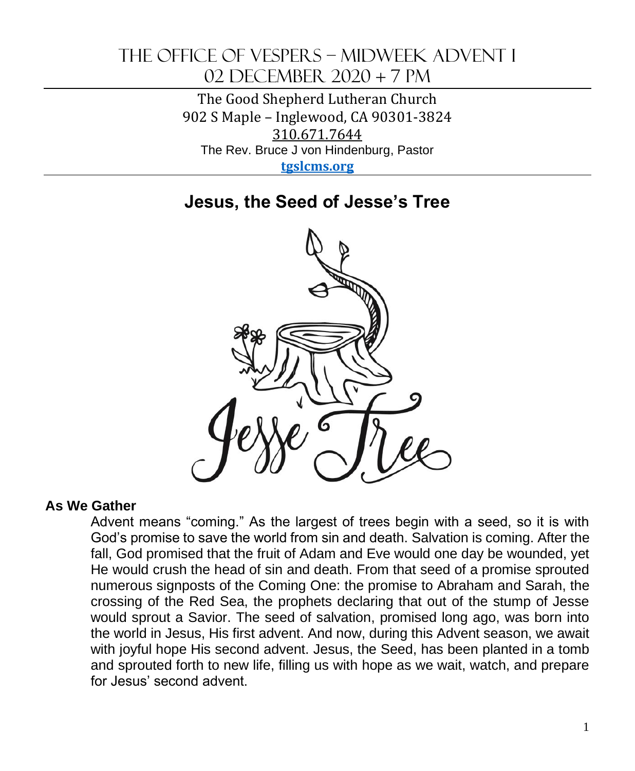# The Office of Vespers – Midweek Advent I

# 02 December 2020 + 7 PM

The Good Shepherd Lutheran Church
902 S Maple – Inglewood, CA 90301-3824
310.671.7644
The Rev. Bruce J von Hindenburg, Pastor
**tgslcms.org**

## Jesus, the Seed of Jesse's Tree

Jesse Tree

**As We Gather**

Advent means "coming." As the largest of trees begin with a seed, so it is with God's promise to save the world from sin and death. Salvation is coming. After the fall, God promised that the fruit of Adam and Eve would one day be wounded, yet He would crush the head of sin and death. From that seed of a promise sprouted numerous signposts of the Coming One: the promise to Abraham and Sarah, the crossing of the Red Sea, the prophets declaring that out of the stump of Jesse would sprout a Savior. The seed of salvation, promised long ago, was born into the world in Jesus, His first advent. And now, during this Advent season, we await with joyful hope His second advent. Jesus, the Seed, has been planted in a tomb and sprouted forth to new life, filling us with hope as we wait, watch, and prepare for Jesus' second advent.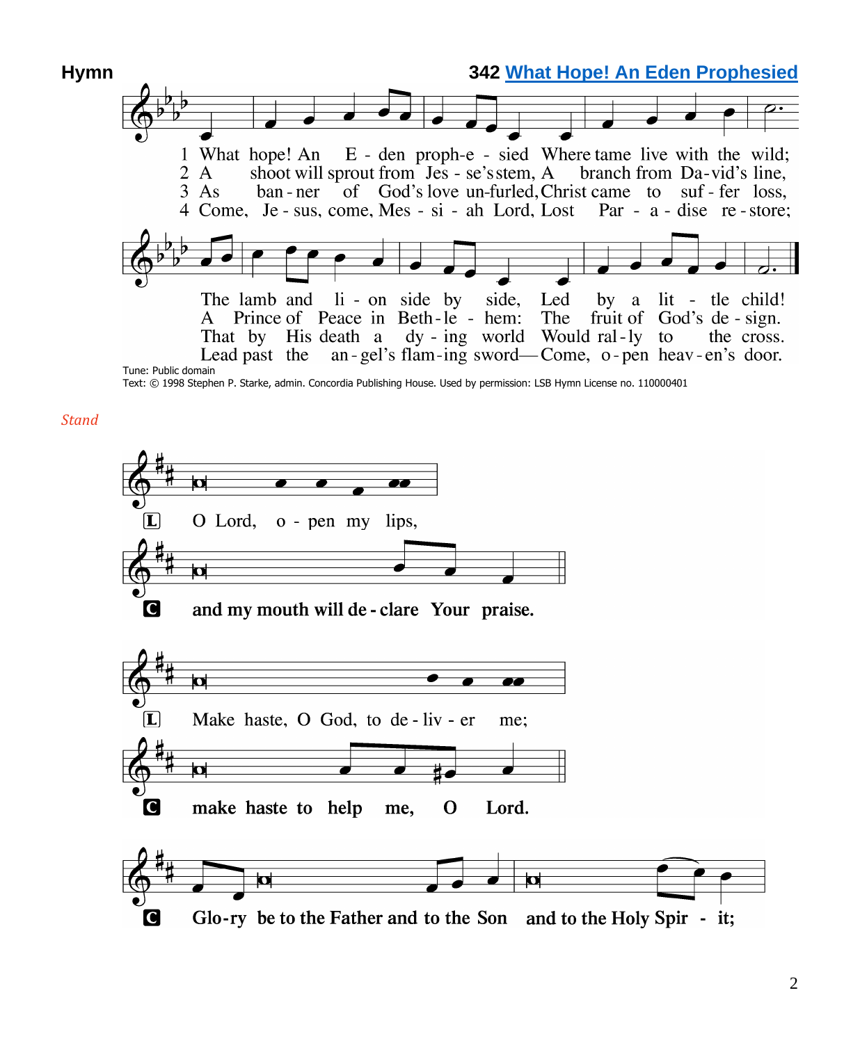**Hymn** **342 What Hope! An Eden Prophesied**

1 What hope! An Eden prophesied
Where tame live with the wild;
The lamb and lion side by side,
Led by a little child!

2 A shoot will sprout from Jesse's stem,
A branch from David's line,
A Prince of Peace in Bethlehem:
The fruit of God's design.

3 As banner of God's love unfurled,
Christ came to suffer loss,
That by His death a dying world
Would rally to the cross.

4 Come, Jesus, come, Messiah Lord,
Lost Paradise restore;
Lead past the angel's flaming sword—
Come, open heaven's door.

Tune: Public domain
Text: © 1998 Stephen P. Starke, admin. Concordia Publishing House. Used by permission: LSB Hymn License no. 110000401

*Stand*

L O Lord, open my lips,

C **and my mouth will declare Your praise.**

L Make haste, O God, to deliver me;

C **make haste to help me, O Lord.**

C **Glory be to the Father and to the Son and to the Holy Spirit;**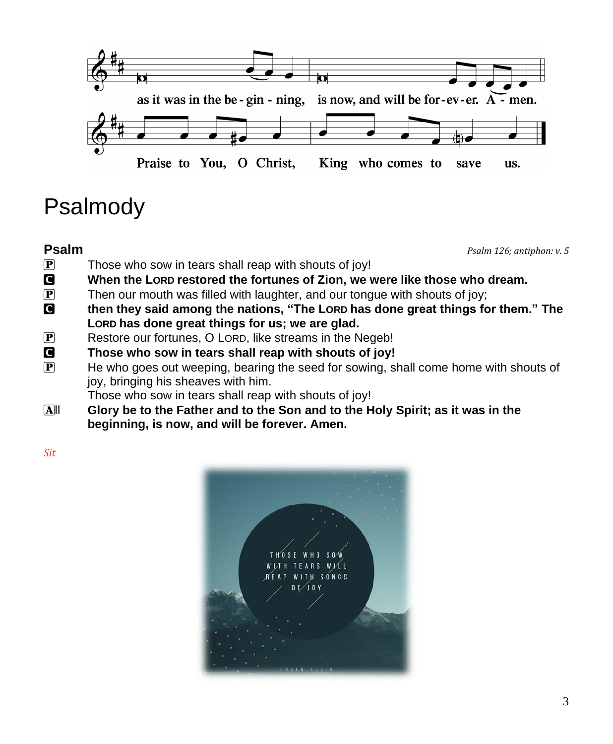as it was in the be - gin - ning, is now, and will be for-ev-er. A - men.

Praise to You, O Christ, King who comes to save us.

# Psalmody

## Psalm

*Psalm 126; antiphon: v. 5*

P Those who sow in tears shall reap with shouts of joy!

C **When the LORD restored the fortunes of Zion, we were like those who dream.**

P Then our mouth was filled with laughter, and our tongue with shouts of joy;

C **then they said among the nations, "The LORD has done great things for them." The LORD has done great things for us; we are glad.**

P Restore our fortunes, O LORD, like streams in the Negeb!

C **Those who sow in tears shall reap with shouts of joy!**

P He who goes out weeping, bearing the seed for sowing, shall come home with shouts of joy, bringing his sheaves with him.
Those who sow in tears shall reap with shouts of joy!

All **Glory be to the Father and to the Son and to the Holy Spirit; as it was in the beginning, is now, and will be forever. Amen.**

*Sit*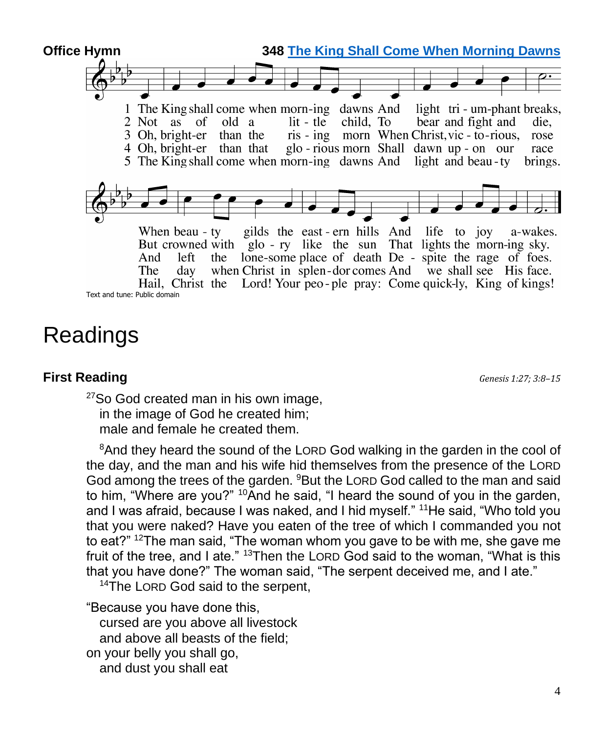**Office Hymn** **348 [The King Shall Come When Morning Dawns]**

1 The King shall come when morn-ing dawns And light tri - um-phant breaks, When beau - ty gilds the east - ern hills And life to joy a-wakes.

2 Not as of old a lit - tle child, To bear and fight and die, But crowned with glo - ry like the sun That lights the morn-ing sky.

3 Oh, bright-er than the ris - ing morn When Christ, vic - to-rious, rose And left the lone-some place of death De - spite the rage of foes.

4 Oh, bright-er than that glo - rious morn Shall dawn up - on our race The day when Christ in splen-dor comes And we shall see His face.

5 The King shall come when morn-ing dawns And light and beau - ty brings. Hail, Christ the Lord! Your peo - ple pray: Come quick-ly, King of kings!

Text and tune: Public domain

# Readings

## First Reading

*Genesis 1:27; 3:8–15*

[27]So God created man in his own image,
in the image of God he created him;
male and female he created them.

[8]And they heard the sound of the LORD God walking in the garden in the cool of the day, and the man and his wife hid themselves from the presence of the LORD God among the trees of the garden. [9]But the LORD God called to the man and said to him, “Where are you?” [10]And he said, “I heard the sound of you in the garden, and I was afraid, because I was naked, and I hid myself.” [11]He said, “Who told you that you were naked? Have you eaten of the tree of which I commanded you not to eat?” [12]The man said, “The woman whom you gave to be with me, she gave me fruit of the tree, and I ate.” [13]Then the LORD God said to the woman, “What is this that you have done?” The woman said, “The serpent deceived me, and I ate.”
[14]The LORD God said to the serpent,

“Because you have done this,
cursed are you above all livestock
and above all beasts of the field;
on your belly you shall go,
and dust you shall eat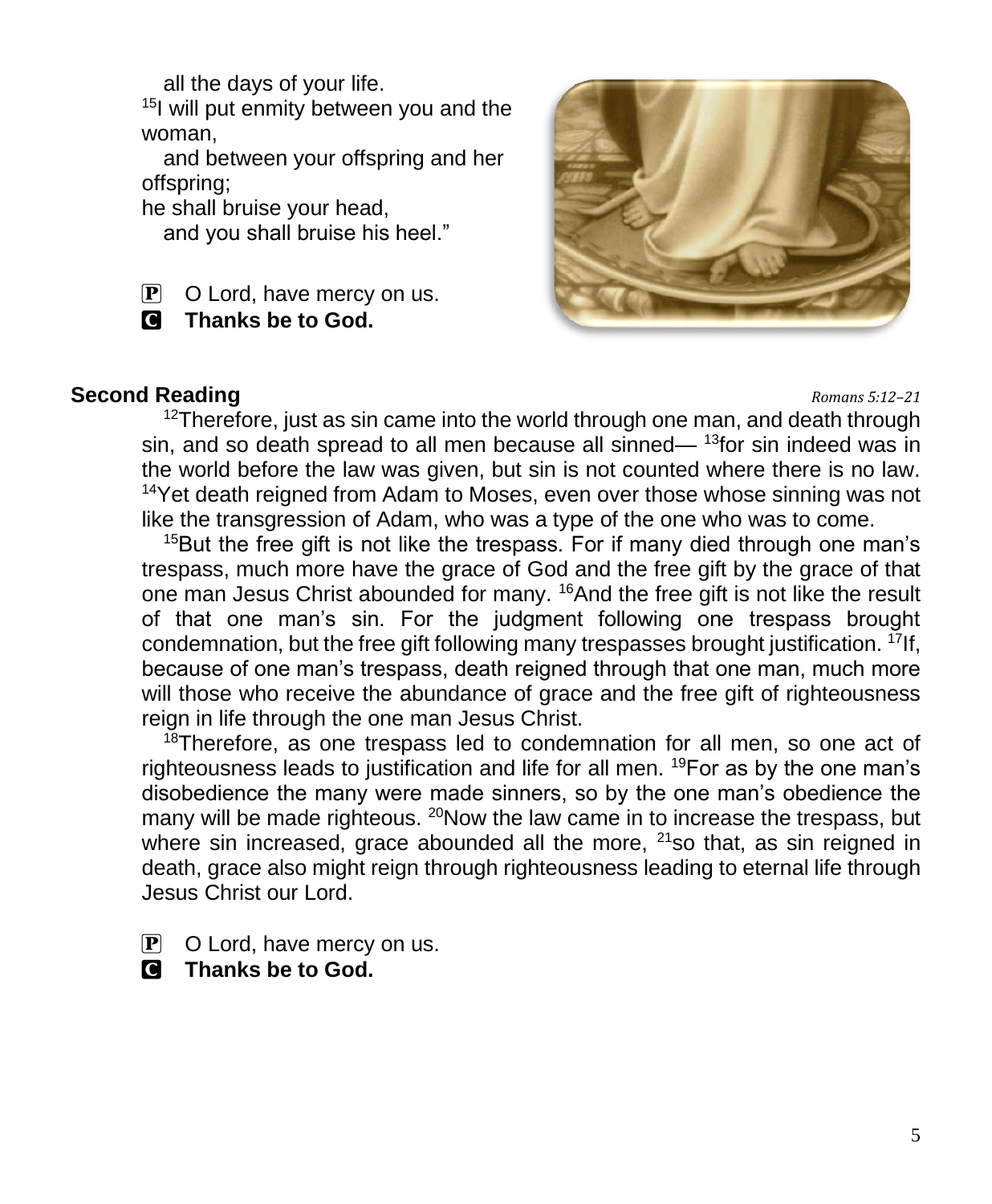all the days of your life.
[15]I will put enmity between you and the woman,
and between your offspring and her offspring;
he shall bruise your head,
and you shall bruise his heel."

P O Lord, have mercy on us.
C **Thanks be to God.**

**Second Reading** *Romans 5:12–21*

[12]Therefore, just as sin came into the world through one man, and death through sin, and so death spread to all men because all sinned— [13]for sin indeed was in the world before the law was given, but sin is not counted where there is no law. [14]Yet death reigned from Adam to Moses, even over those whose sinning was not like the transgression of Adam, who was a type of the one who was to come.

[15]But the free gift is not like the trespass. For if many died through one man's trespass, much more have the grace of God and the free gift by the grace of that one man Jesus Christ abounded for many. [16]And the free gift is not like the result of that one man's sin. For the judgment following one trespass brought condemnation, but the free gift following many trespasses brought justification. [17]If, because of one man's trespass, death reigned through that one man, much more will those who receive the abundance of grace and the free gift of righteousness reign in life through the one man Jesus Christ.

[18]Therefore, as one trespass led to condemnation for all men, so one act of righteousness leads to justification and life for all men. [19]For as by the one man's disobedience the many were made sinners, so by the one man's obedience the many will be made righteous. [20]Now the law came in to increase the trespass, but where sin increased, grace abounded all the more, [21]so that, as sin reigned in death, grace also might reign through righteousness leading to eternal life through Jesus Christ our Lord.

P O Lord, have mercy on us.
C **Thanks be to God.**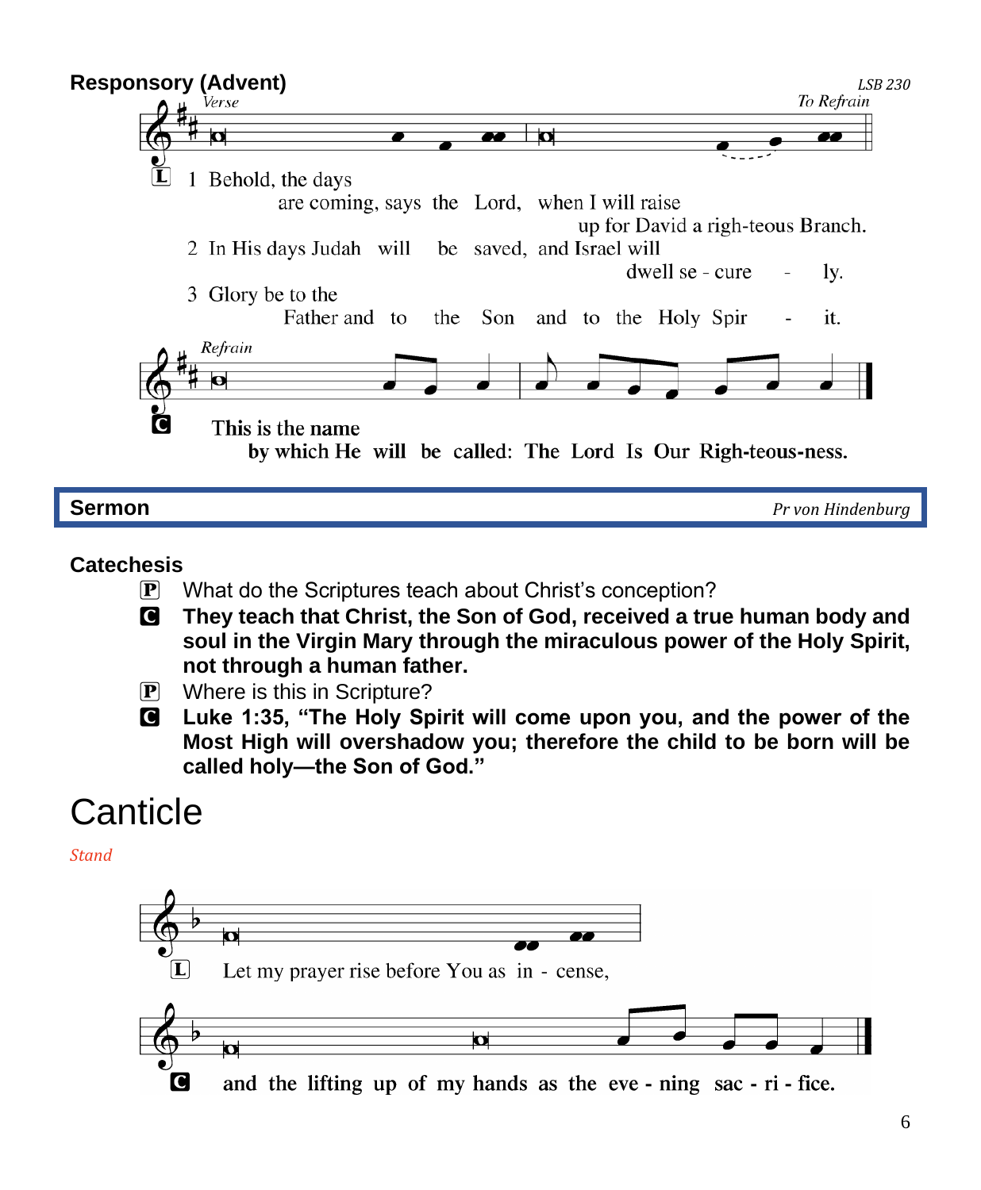## Responsory (Advent)

*LSB 230*

*Verse* — *To Refrain*

L 1 Behold, the days are coming, says the Lord, when I will raise up for David a righ-teous Branch.

2 In His days Judah will be saved, and Israel will dwell se - cure - ly.

3 Glory be to the Father and to the Son and to the Holy Spir - it.

*Refrain*

C **This is the name by which He will be called: The Lord Is Our Righ-teous-ness.**

## Sermon

*Pr von Hindenburg*

### Catechesis

P What do the Scriptures teach about Christ's conception?

C **They teach that Christ, the Son of God, received a true human body and soul in the Virgin Mary through the miraculous power of the Holy Spirit, not through a human father.**

P Where is this in Scripture?

C **Luke 1:35, "The Holy Spirit will come upon you, and the power of the Most High will overshadow you; therefore the child to be born will be called holy—the Son of God."**

# Canticle

*Stand*

L Let my prayer rise before You as in - cense,

C **and the lifting up of my hands as the eve - ning sac - ri - fice.**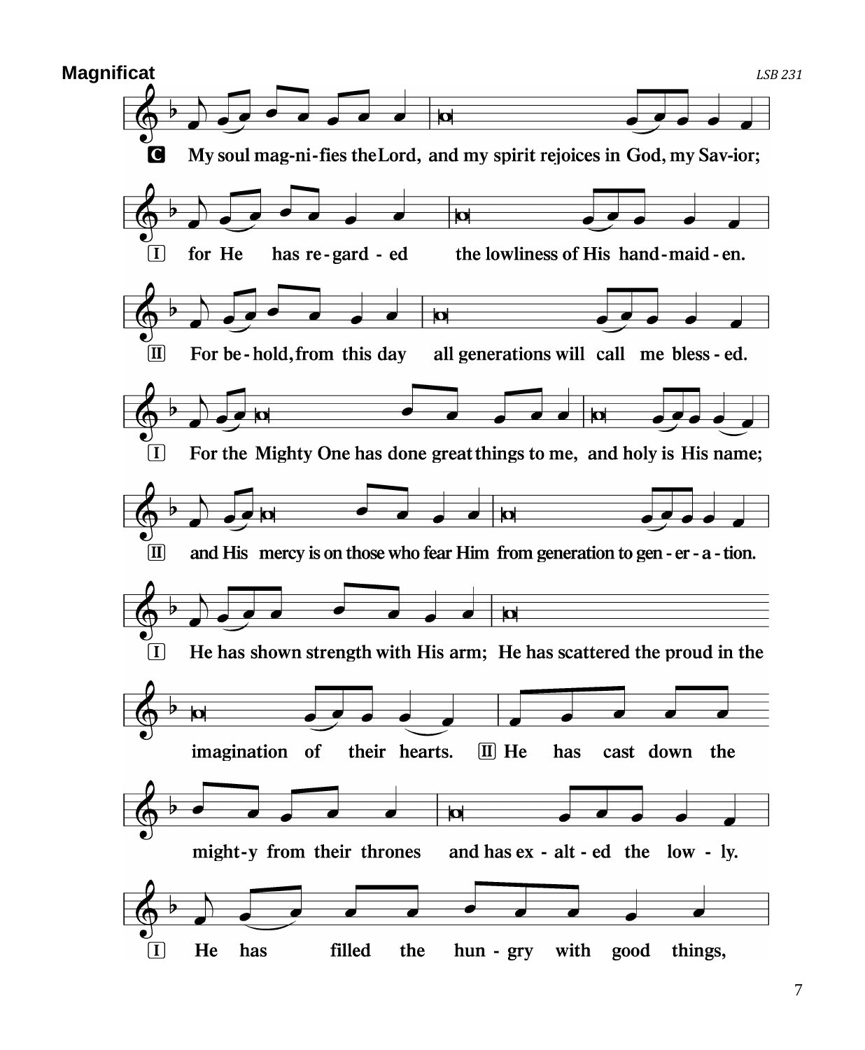## Magnificat

*LSB 231*

**C** My soul mag-ni-fies the Lord, and my spirit rejoices in God, my Sav-ior;

**I** for He has re-gard - ed the lowliness of His hand-maid - en.

**II** For be-hold, from this day all generations will call me bless - ed.

**I** For the Mighty One has done great things to me, and holy is His name;

**II** and His mercy is on those who fear Him from generation to gen - er - a - tion.

**I** He has shown strength with His arm; He has scattered the proud in the imagination of their hearts.

**II** He has cast down the might-y from their thrones and has ex - alt - ed the low - ly.

**I** He has filled the hun - gry with good things,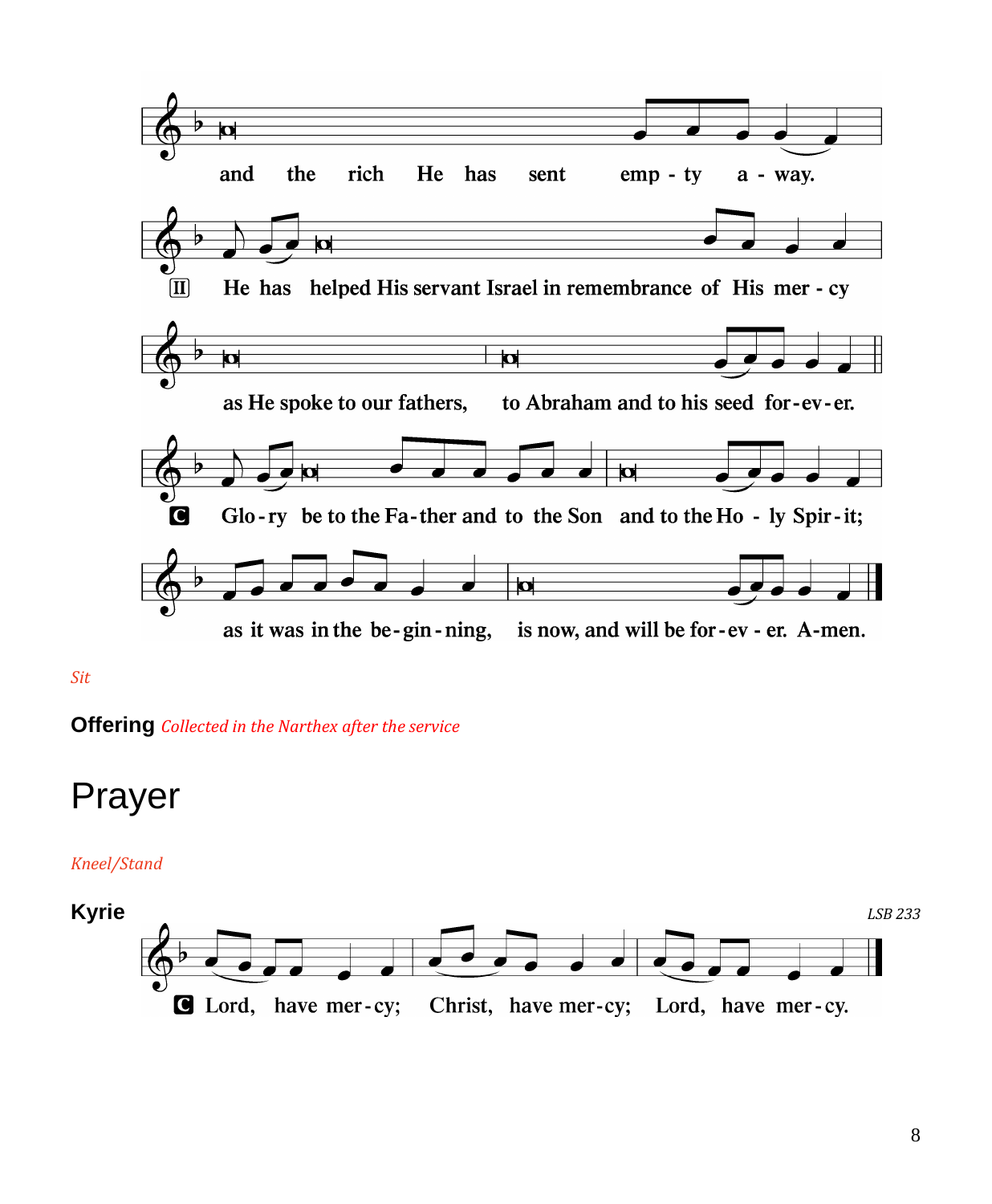and the rich He has sent emp - ty a - way.

II He has helped His servant Israel in remembrance of His mer - cy

as He spoke to our fathers, to Abraham and to his seed for-ev-er.

C Glo-ry be to the Fa-ther and to the Son and to the Ho - ly Spir-it;

as it was in the be-gin-ning, is now, and will be for-ev - er. A-men.

*Sit*

**Offering** *Collected in the Narthex after the service*

# Prayer

*Kneel/Stand*

**Kyrie** *LSB 233*

C Lord, have mer-cy; Christ, have mer-cy; Lord, have mer-cy.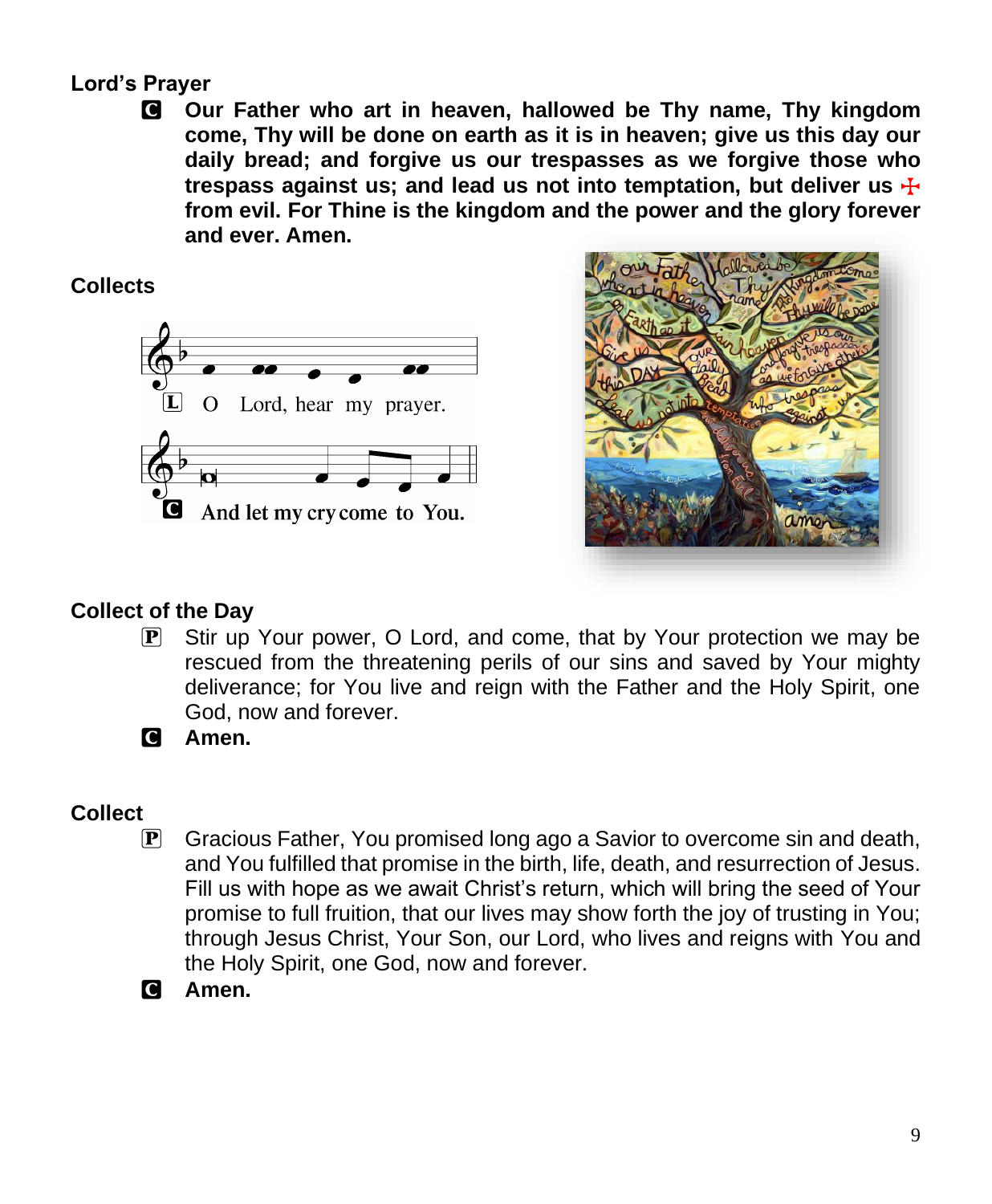## Lord's Prayer

**C** **Our Father who art in heaven, hallowed be Thy name, Thy kingdom come, Thy will be done on earth as it is in heaven; give us this day our daily bread; and forgive us our trespasses as we forgive those who trespass against us; and lead us not into temptation, but deliver us ☩ from evil. For Thine is the kingdom and the power and the glory forever and ever. Amen.**

## Collects

**L** O Lord, hear my prayer.

**C** **And let my cry come to You.**

## Collect of the Day

**P** Stir up Your power, O Lord, and come, that by Your protection we may be rescued from the threatening perils of our sins and saved by Your mighty deliverance; for You live and reign with the Father and the Holy Spirit, one God, now and forever.

**C** **Amen.**

## Collect

**P** Gracious Father, You promised long ago a Savior to overcome sin and death, and You fulfilled that promise in the birth, life, death, and resurrection of Jesus. Fill us with hope as we await Christ's return, which will bring the seed of Your promise to full fruition, that our lives may show forth the joy of trusting in You; through Jesus Christ, Your Son, our Lord, who lives and reigns with You and the Holy Spirit, one God, now and forever.

**C** **Amen.**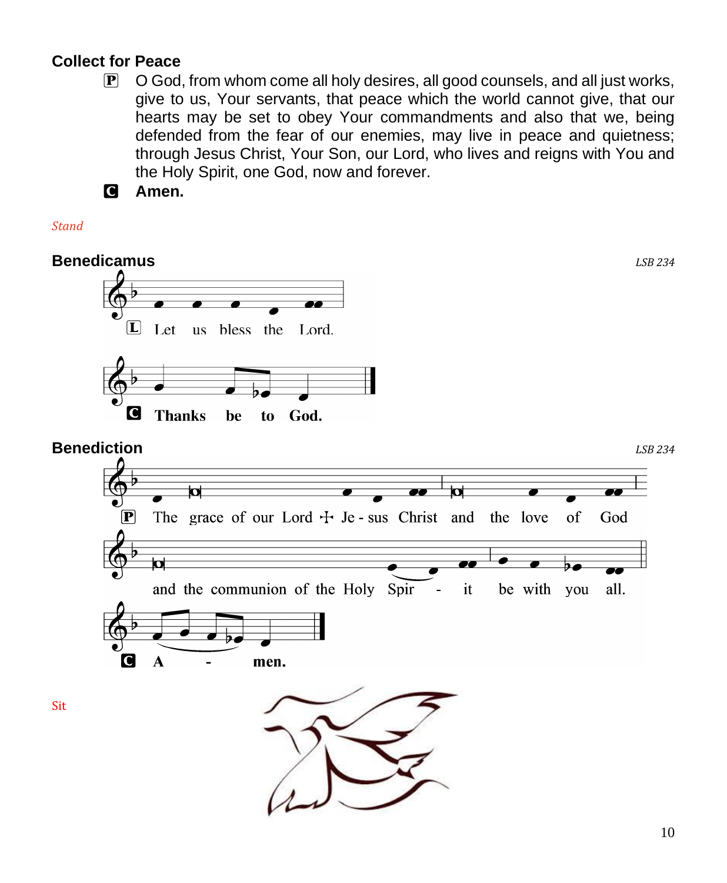### Collect for Peace

P O God, from whom come all holy desires, all good counsels, and all just works, give to us, Your servants, that peace which the world cannot give, that our hearts may be set to obey Your commandments and also that we, being defended from the fear of our enemies, may live in peace and quietness; through Jesus Christ, Your Son, our Lord, who lives and reigns with You and the Holy Spirit, one God, now and forever.

C **Amen.**

*Stand*

### Benedicamus

*LSB 234*

L Let us bless the Lord.

C **Thanks be to God.**

### Benediction

*LSB 234*

P The grace of our Lord ✠ Jesus Christ and the love of God and the communion of the Holy Spirit be with you all.

C **Amen.**

Sit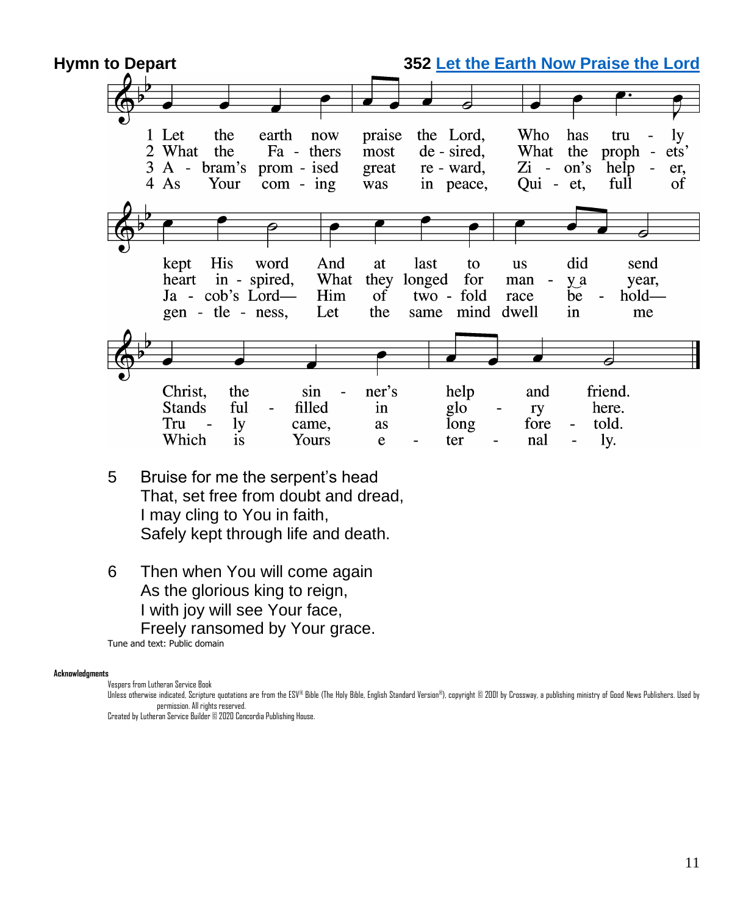**Hymn to Depart** **352 Let the Earth Now Praise the Lord**

1 Let the earth now praise the Lord, Who has truly kept His word And at last to us did send Christ, the sinner's help and friend.

2 What the Fathers most desired, What the prophets' heart inspired, What they longed for many a year, Stands fulfilled in glory here.

3 Abram's promised great reward, Zion's helper, Jacob's Lord— Him of twofold race behold— Truly came, as long foretold.

4 As Your coming was in peace, Quiet, full of gentleness, Let the same mind dwell in me Which is Yours eternally.

5 Bruise for me the serpent's head
That, set free from doubt and dread,
I may cling to You in faith,
Safely kept through life and death.

6 Then when You will come again
As the glorious king to reign,
I with joy will see Your face,
Freely ransomed by Your grace.

Tune and text: Public domain

**Acknowledgments**

Vespers from Lutheran Service Book

Unless otherwise indicated, Scripture quotations are from the ESV® Bible (The Holy Bible, English Standard Version®), copyright © 2001 by Crossway, a publishing ministry of Good News Publishers. Used by permission. All rights reserved.

Created by Lutheran Service Builder © 2020 Concordia Publishing House.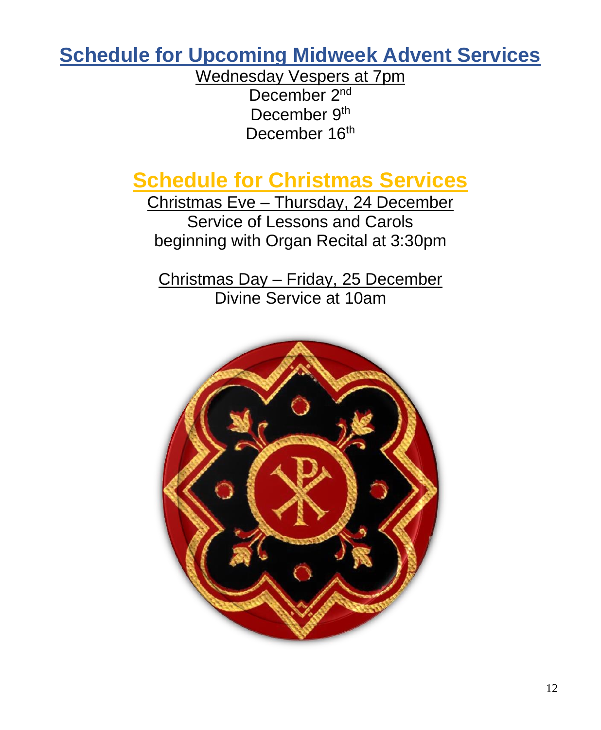## Schedule for Upcoming Midweek Advent Services

Wednesday Vespers at 7pm

December 2nd

December 9th

December 16th

## Schedule for Christmas Services

Christmas Eve – Thursday, 24 December

Service of Lessons and Carols
beginning with Organ Recital at 3:30pm

Christmas Day – Friday, 25 December

Divine Service at 10am